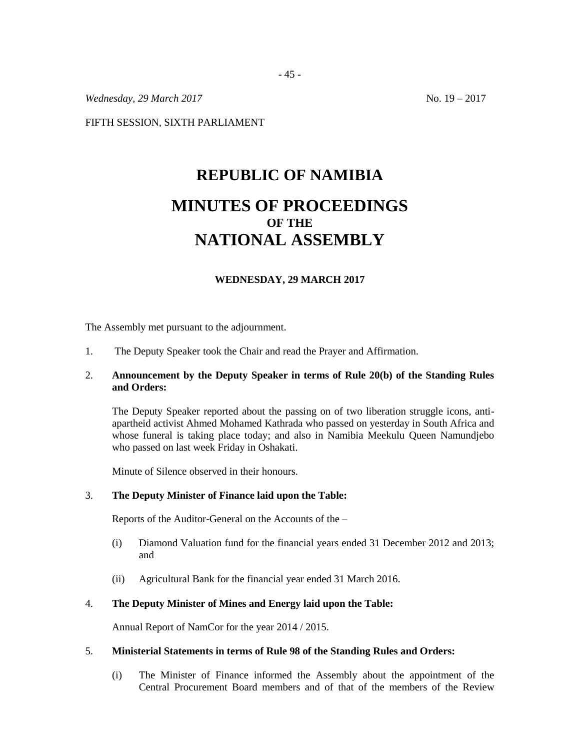*Wednesday, 29 March 2017* No. 19 – 2017

FIFTH SESSION, SIXTH PARLIAMENT

# REPUBLIC OF NAMIBIA

# MINUTES OF PROCEEDINGS
## OF THE
# NATIONAL ASSEMBLY

**WEDNESDAY, 29 MARCH 2017**

The Assembly met pursuant to the adjournment.

1. The Deputy Speaker took the Chair and read the Prayer and Affirmation.

2. **Announcement by the Deputy Speaker in terms of Rule 20(b) of the Standing Rules and Orders:**

   The Deputy Speaker reported about the passing on of two liberation struggle icons, anti-apartheid activist Ahmed Mohamed Kathrada who passed on yesterday in South Africa and whose funeral is taking place today; and also in Namibia Meekulu Queen Namundjebo who passed on last week Friday in Oshakati.

   Minute of Silence observed in their honours.

3. **The Deputy Minister of Finance laid upon the Table:**

   Reports of the Auditor-General on the Accounts of the –

   (i) Diamond Valuation fund for the financial years ended 31 December 2012 and 2013; and

   (ii) Agricultural Bank for the financial year ended 31 March 2016.

4. **The Deputy Minister of Mines and Energy laid upon the Table:**

   Annual Report of NamCor for the year 2014 / 2015.

5. **Ministerial Statements in terms of Rule 98 of the Standing Rules and Orders:**

   (i) The Minister of Finance informed the Assembly about the appointment of the Central Procurement Board members and of that of the members of the Review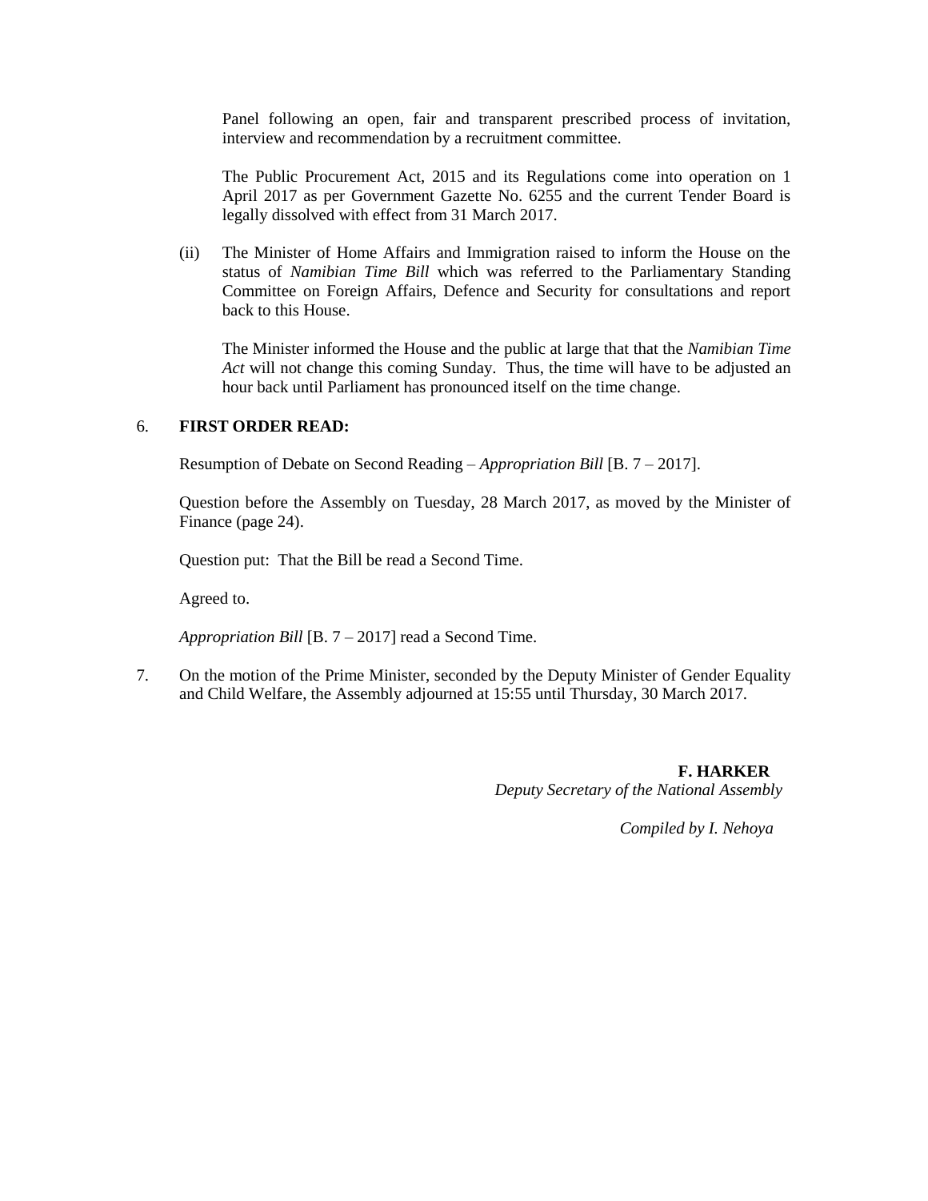Panel following an open, fair and transparent prescribed process of invitation, interview and recommendation by a recruitment committee.

The Public Procurement Act, 2015 and its Regulations come into operation on 1 April 2017 as per Government Gazette No. 6255 and the current Tender Board is legally dissolved with effect from 31 March 2017.

(ii) The Minister of Home Affairs and Immigration raised to inform the House on the status of *Namibian Time Bill* which was referred to the Parliamentary Standing Committee on Foreign Affairs, Defence and Security for consultations and report back to this House.

The Minister informed the House and the public at large that that the *Namibian Time Act* will not change this coming Sunday. Thus, the time will have to be adjusted an hour back until Parliament has pronounced itself on the time change.

6. **FIRST ORDER READ:**

Resumption of Debate on Second Reading – *Appropriation Bill* [B. 7 – 2017].

Question before the Assembly on Tuesday, 28 March 2017, as moved by the Minister of Finance (page 24).

Question put: That the Bill be read a Second Time.

Agreed to.

*Appropriation Bill* [B. 7 – 2017] read a Second Time.

7. On the motion of the Prime Minister, seconded by the Deputy Minister of Gender Equality and Child Welfare, the Assembly adjourned at 15:55 until Thursday, 30 March 2017.

**F. HARKER**
*Deputy Secretary of the National Assembly*

*Compiled by I. Nehoya*